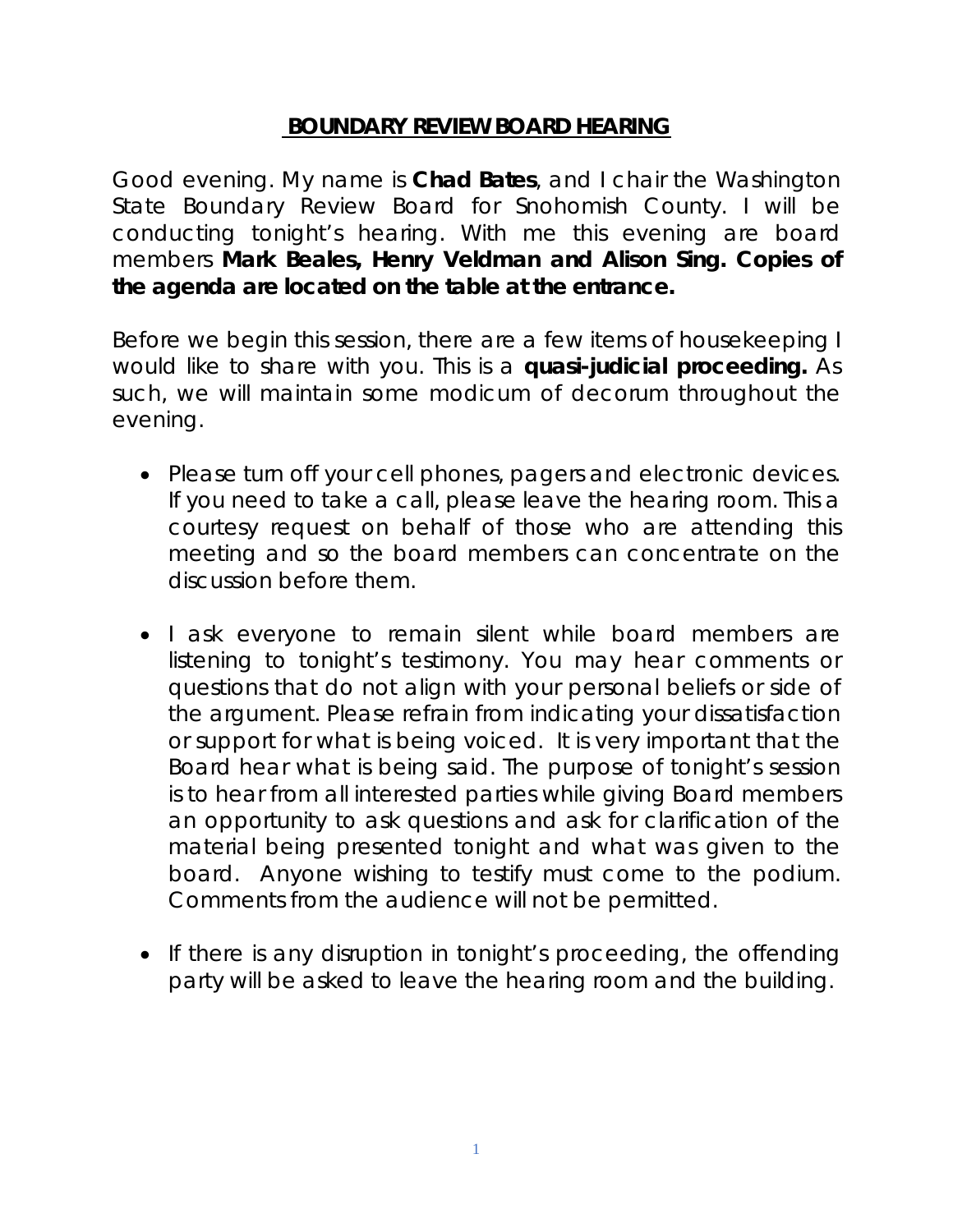# **BOUNDARY REVIEW BOARD HEARING**

Good evening. My name is **Chad Bates**, and I chair the Washington State Boundary Review Board for Snohomish County. I will be conducting tonight's hearing. With me this evening are board members **Mark Beales, Henry Veldman and Alison Sing. Copies of the agenda are located on the table at the entrance.**

Before we begin this session, there are a few items of housekeeping I would like to share with you. This is a **quasi-judicial proceeding.** As such, we will maintain some modicum of decorum throughout the evening.

- Please turn off your cell phones, pagers and electronic devices. If you need to take a call, please leave the hearing room. This a courtesy request on behalf of those who are attending this meeting and so the board members can concentrate on the discussion before them.
- I ask everyone to remain silent while board members are listening to tonight's testimony. You may hear comments or questions that do not align with your personal beliefs or side of the argument. Please refrain from indicating your dissatisfaction or support for what is being voiced. It is very important that the Board hear what is being said. The purpose of tonight's session is to hear from all interested parties while giving Board members an opportunity to ask questions and ask for clarification of the material being presented tonight and what was given to the board. Anyone wishing to testify must come to the podium. Comments from the audience will not be permitted.
- If there is any disruption in tonight's proceeding, the offending party will be asked to leave the hearing room and the building.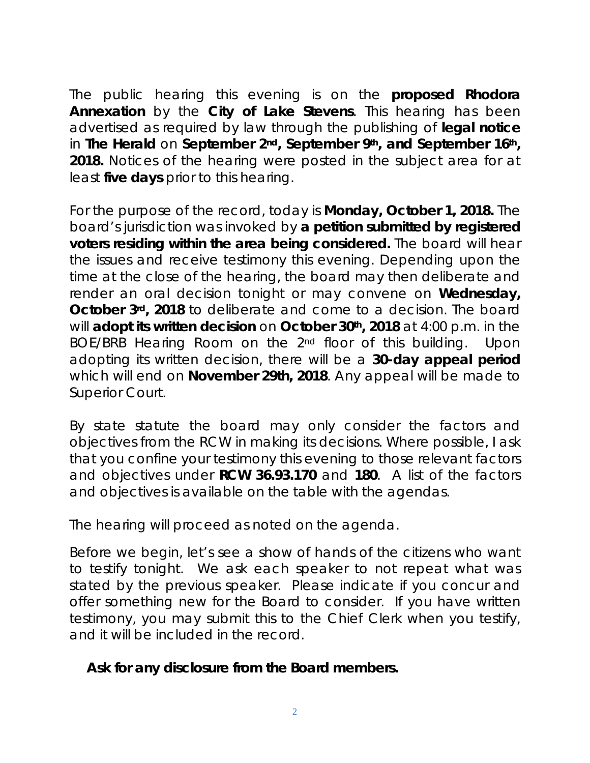The public hearing this evening is on the **proposed Rhodora Annexation** by the **City of Lake Stevens**. This hearing has been advertised as required by law through the publishing of **legal notice** in **The Herald** on **September 2nd, September 9th, and September 16th, 2018.** Notices of the hearing were posted in the subject area for at least **five days** prior to this hearing.

For the purpose of the record, today is **Monday, October 1, 2018.** The board's jurisdiction was invoked by **a petition submitted by registered voters residing within the area being considered.** The board will hear the issues and receive testimony this evening. Depending upon the time at the close of the hearing, the board may then deliberate and render an oral decision tonight or may convene on **Wednesday, October 3rd, 2018** to deliberate and come to a decision. The board will **adopt its written decision** on **October 30th, 2018** at 4:00 p.m. in the BOE/BRB Hearing Room on the 2nd floor of this building. Upon adopting its written decision, there will be a **30-day appeal period** which will end on **November 29th, 2018**. Any appeal will be made to Superior Court.

By state statute the board may only consider the factors and objectives from the RCW in making its decisions. Where possible, I ask that you confine your testimony this evening to those relevant factors and objectives under **RCW 36.93.170** and **180**. A list of the factors and objectives is available on the table with the agendas.

The hearing will proceed as noted on the agenda.

Before we begin, let's see a show of hands of the citizens who want to testify tonight. We ask each speaker to not repeat what was stated by the previous speaker. Please indicate if you concur and offer something new for the Board to consider. If you have written testimony, you may submit this to the Chief Clerk when you testify, and it will be included in the record.

**Ask for any disclosure from the Board members.**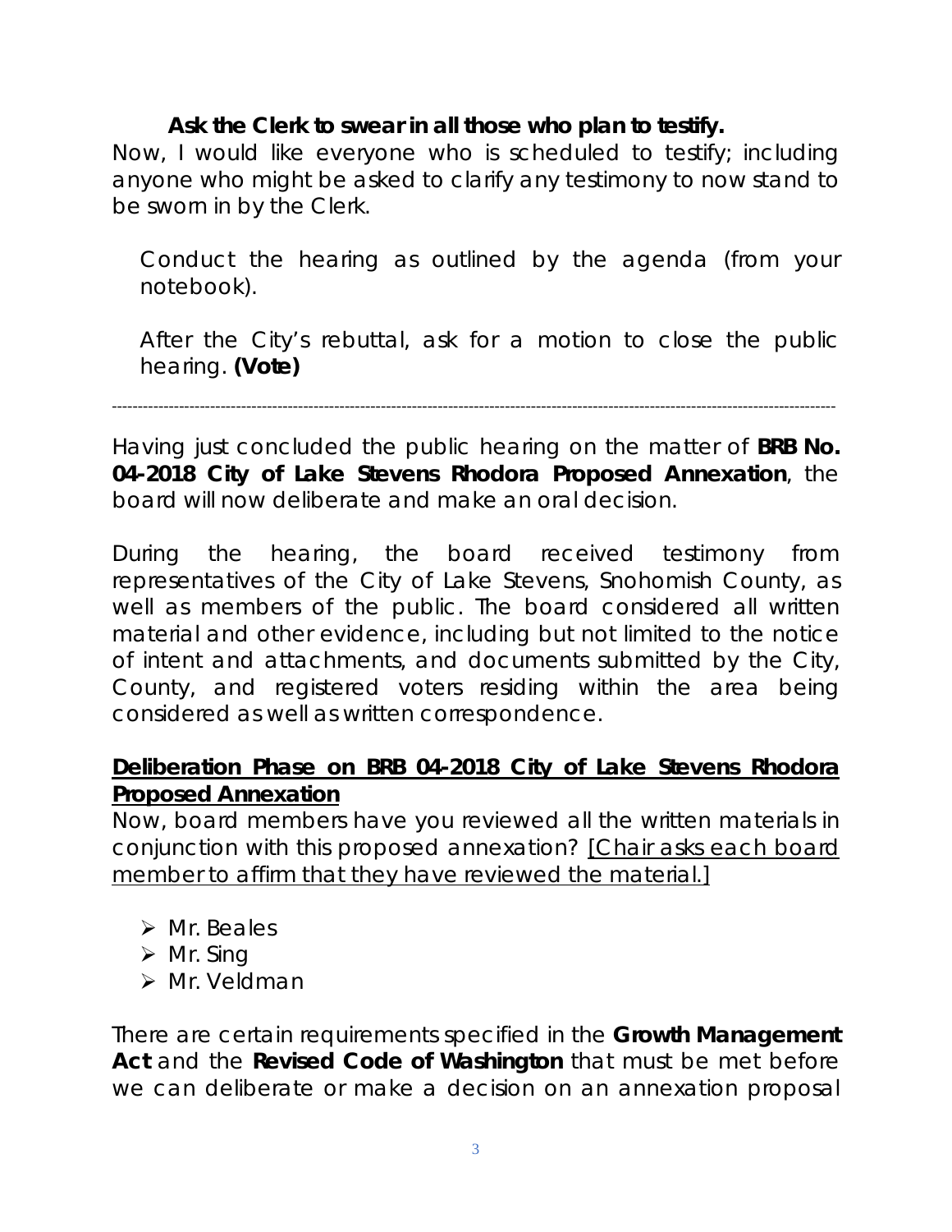**Ask the Clerk to swear in all those who plan to testify.**

Now, I would like everyone who is scheduled to testify; including anyone who might be asked to clarify any testimony to now stand to be sworn in by the Clerk.

Conduct the hearing as outlined by the agenda (from your notebook).

After the City's rebuttal, ask for a motion to close the public hearing. **(Vote)**

---

Having just concluded the public hearing on the matter of **BRB No. 04-2018 City of Lake Stevens Rhodora Proposed Annexation**, the board will now deliberate and make an oral decision.

During the hearing, the board received testimony from representatives of the City of Lake Stevens, Snohomish County, as well as members of the public. The board considered all written material and other evidence, including but not limited to the notice of intent and attachments, and documents submitted by the City, County, and registered voters residing within the area being considered as well as written correspondence.

**Deliberation Phase on BRB 04-2018 City of Lake Stevens Rhodora Proposed Annexation**

Now, board members have you reviewed all the written materials in conjunction with this proposed annexation? [Chair asks each board member to affirm that they have reviewed the material.]

- Mr. Beales
- Mr. Sing
- Mr. Veldman

There are certain requirements specified in the **Growth Management Act** and the **Revised Code of Washington** that must be met before we can deliberate or make a decision on an annexation proposal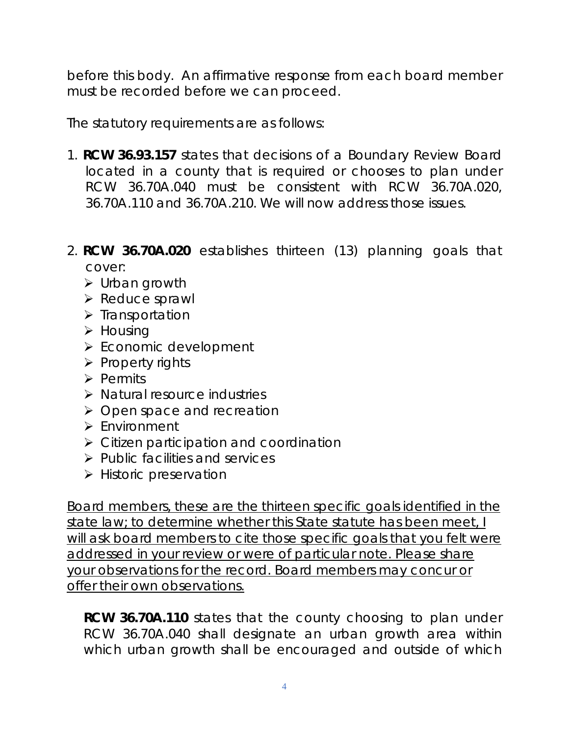before this body. An affirmative response from each board member must be recorded before we can proceed.

The statutory requirements are as follows:

1. **RCW 36.93.157** states that decisions of a Boundary Review Board located in a county that is required or chooses to plan under RCW 36.70A.040 must be consistent with RCW 36.70A.020, 36.70A.110 and 36.70A.210. We will now address those issues.

2. **RCW 36.70A.020** establishes thirteen (13) planning goals that cover:
   - Urban growth
   - Reduce sprawl
   - Transportation
   - Housing
   - Economic development
   - Property rights
   - Permits
   - Natural resource industries
   - Open space and recreation
   - Environment
   - Citizen participation and coordination
   - Public facilities and services
   - Historic preservation

<u>Board members, these are the thirteen specific goals identified in the state law; to determine whether this State statute has been meet, I will ask board members to cite those specific goals that you felt were addressed in your review or were of particular note. Please share your observations for the record. Board members may concur or offer their own observations.</u>

**RCW 36.70A.110** states that the county choosing to plan under RCW 36.70A.040 shall designate an urban growth area within which urban growth shall be encouraged and outside of which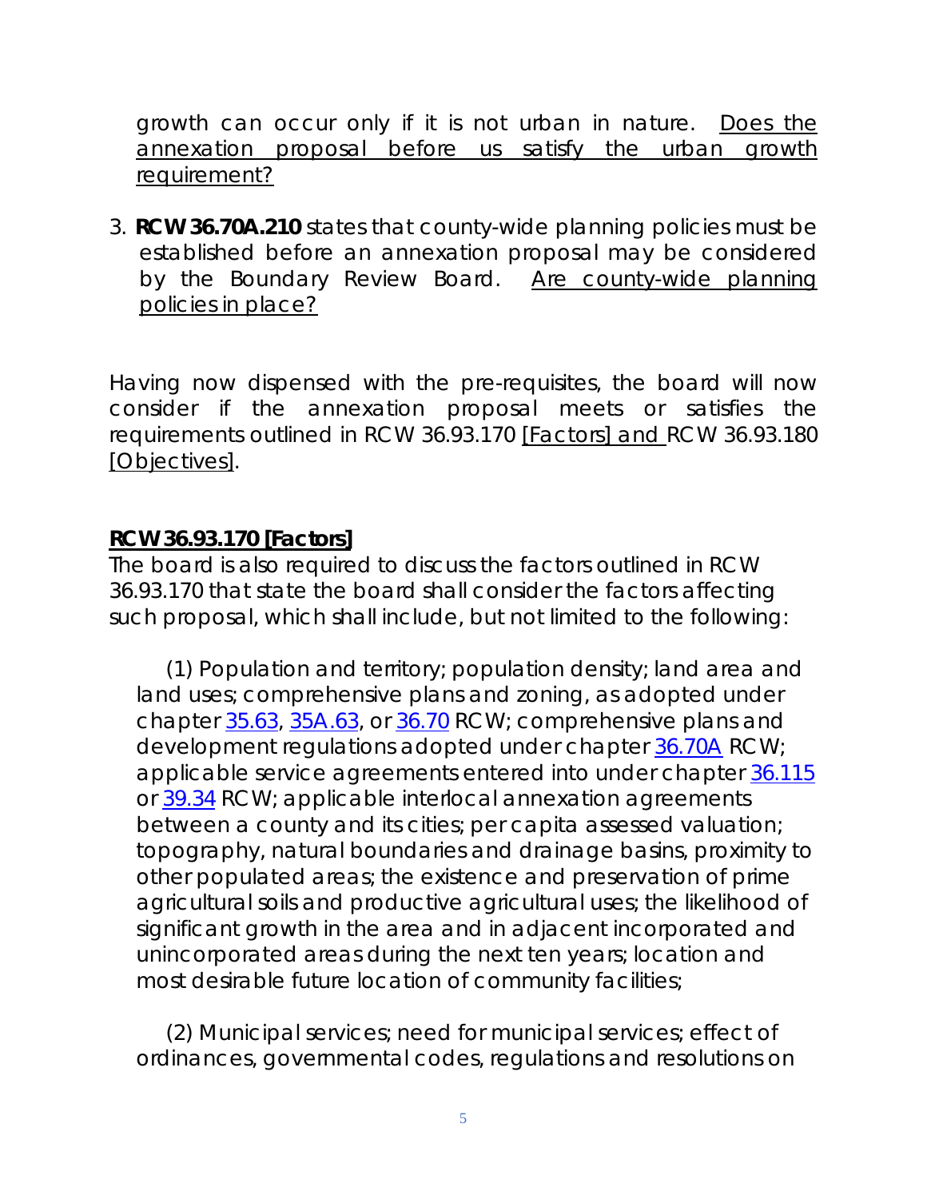growth can occur only if it is not urban in nature. <u>Does the annexation proposal before us satisfy the urban growth requirement?</u>

3. **RCW 36.70A.210** states that county-wide planning policies must be established before an annexation proposal may be considered by the Boundary Review Board. <u>Are county-wide planning policies in place?</u>

Having now dispensed with the pre-requisites, the board will now consider if the annexation proposal meets or satisfies the requirements outlined in RCW 36.93.170 <u>[Factors] and</u> RCW 36.93.180 <u>[Objectives]</u>.

## <u>RCW 36.93.170 [Factors]</u>

The board is also required to discuss the factors outlined in RCW 36.93.170 that state the board shall consider the factors affecting such proposal, which shall include, but not limited to the following:

(1) Population and territory; population density; land area and land uses; comprehensive plans and zoning, as adopted under chapter 35.63, 35A.63, or 36.70 RCW; comprehensive plans and development regulations adopted under chapter 36.70A RCW; applicable service agreements entered into under chapter 36.115 or 39.34 RCW; applicable interlocal annexation agreements between a county and its cities; per capita assessed valuation; topography, natural boundaries and drainage basins, proximity to other populated areas; the existence and preservation of prime agricultural soils and productive agricultural uses; the likelihood of significant growth in the area and in adjacent incorporated and unincorporated areas during the next ten years; location and most desirable future location of community facilities;

(2) Municipal services; need for municipal services; effect of ordinances, governmental codes, regulations and resolutions on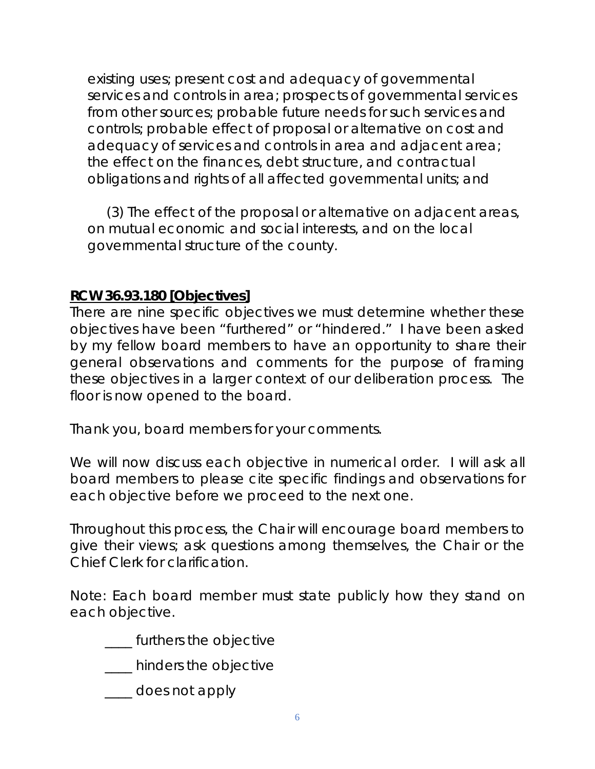existing uses; present cost and adequacy of governmental services and controls in area; prospects of governmental services from other sources; probable future needs for such services and controls; probable effect of proposal or alternative on cost and adequacy of services and controls in area and adjacent area; the effect on the finances, debt structure, and contractual obligations and rights of all affected governmental units; and

(3) The effect of the proposal or alternative on adjacent areas, on mutual economic and social interests, and on the local governmental structure of the county.

**RCW 36.93.180 [Objectives]**

There are nine specific objectives we must determine whether these objectives have been "furthered" or "hindered." I have been asked by my fellow board members to have an opportunity to share their general observations and comments for the purpose of framing these objectives in a larger context of our deliberation process. The floor is now opened to the board.

Thank you, board members for your comments.

We will now discuss each objective in numerical order. I will ask all board members to please cite specific findings and observations for each objective before we proceed to the next one.

Throughout this process, the Chair will encourage board members to give their views; ask questions among themselves, the Chair or the Chief Clerk for clarification.

Note: Each board member must state publicly how they stand on each objective.

____ furthers the objective

____ hinders the objective

____ does not apply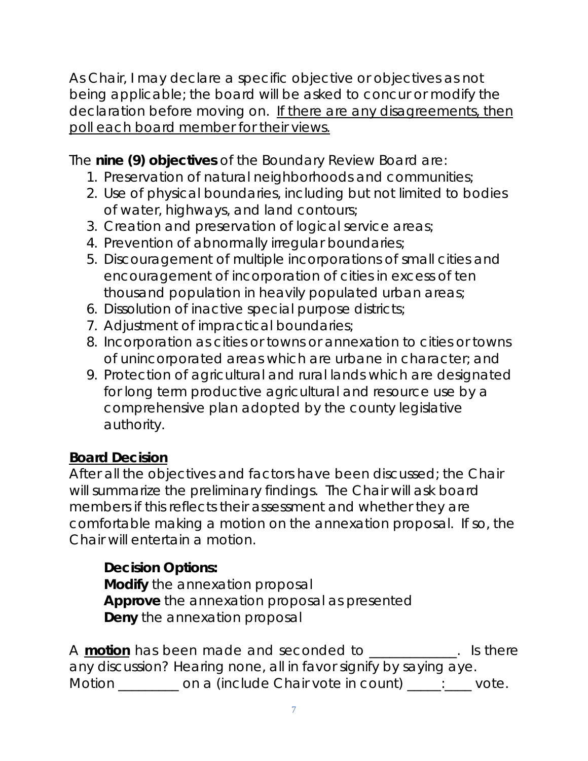As Chair, I may declare a specific objective or objectives as not being applicable; the board will be asked to concur or modify the declaration before moving on. <u>If there are any disagreements, then poll each board member for their views.</u>

The **nine (9) objectives** of the Boundary Review Board are:

1. Preservation of natural neighborhoods and communities;
2. Use of physical boundaries, including but not limited to bodies of water, highways, and land contours;
3. Creation and preservation of logical service areas;
4. Prevention of abnormally irregular boundaries;
5. Discouragement of multiple incorporations of small cities and encouragement of incorporation of cities in excess of ten thousand population in heavily populated urban areas;
6. Dissolution of inactive special purpose districts;
7. Adjustment of impractical boundaries;
8. Incorporation as cities or towns or annexation to cities or towns of unincorporated areas which are urbane in character; and
9. Protection of agricultural and rural lands which are designated for long term productive agricultural and resource use by a comprehensive plan adopted by the county legislative authority.

## <u>Board Decision</u>

After all the objectives and factors have been discussed; the Chair will summarize the preliminary findings. The Chair will ask board members if this reflects their assessment and whether they are comfortable making a motion on the annexation proposal. If so, the Chair will entertain a motion.

> **Decision Options:**
> **Modify** the annexation proposal
> **Approve** the annexation proposal as presented
> **Deny** the annexation proposal

A <u>**motion**</u> has been made and seconded to _____________. Is there any discussion? Hearing none, all in favor signify by saying aye. Motion _________ on a (include Chair vote in count) _____:____ vote.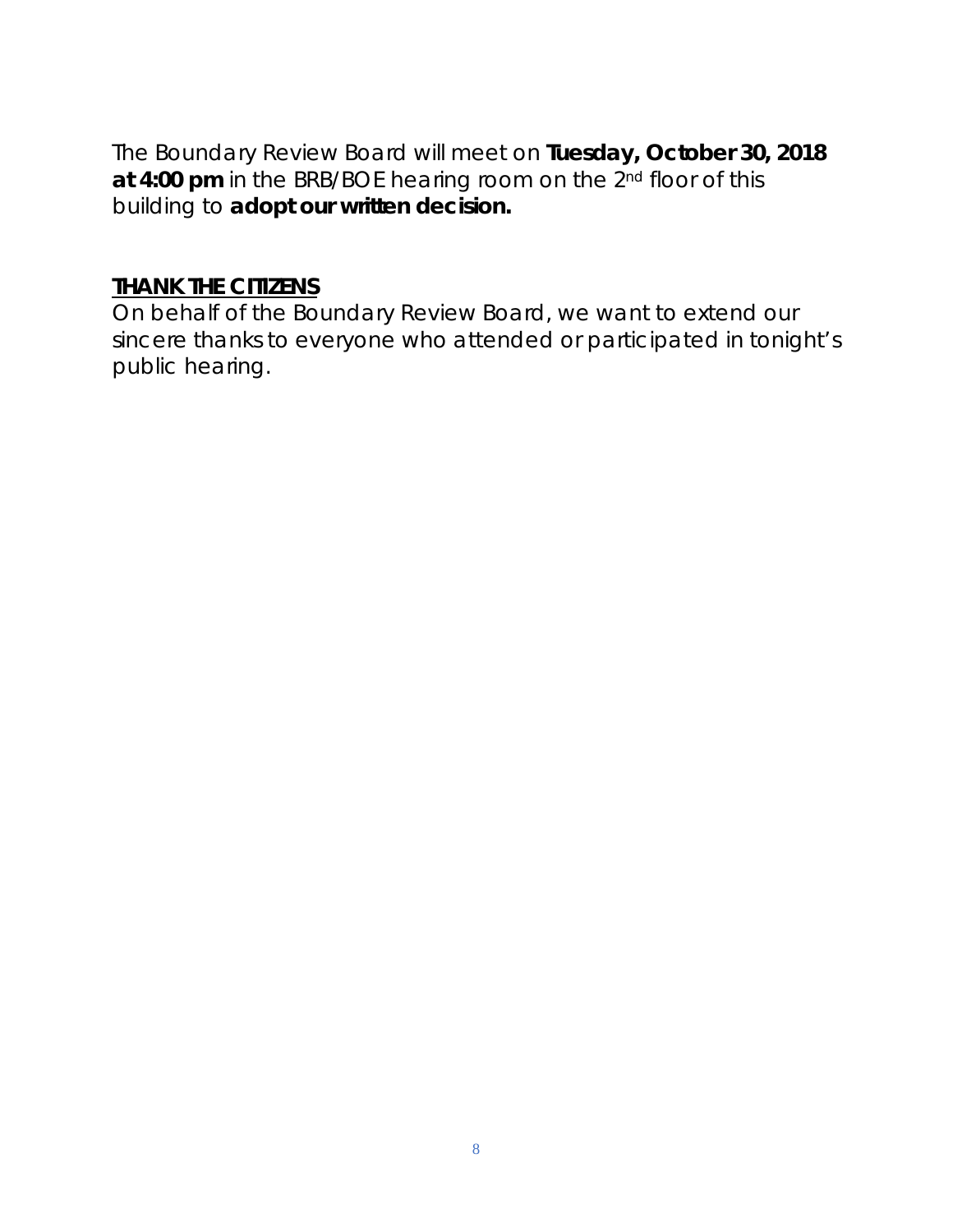The Boundary Review Board will meet on **Tuesday, October 30, 2018 at 4:00 pm** in the BRB/BOE hearing room on the 2nd floor of this building to **adopt our written decision.**

## **THANK THE CITIZENS**

On behalf of the Boundary Review Board, we want to extend our sincere thanks to everyone who attended or participated in tonight's public hearing.